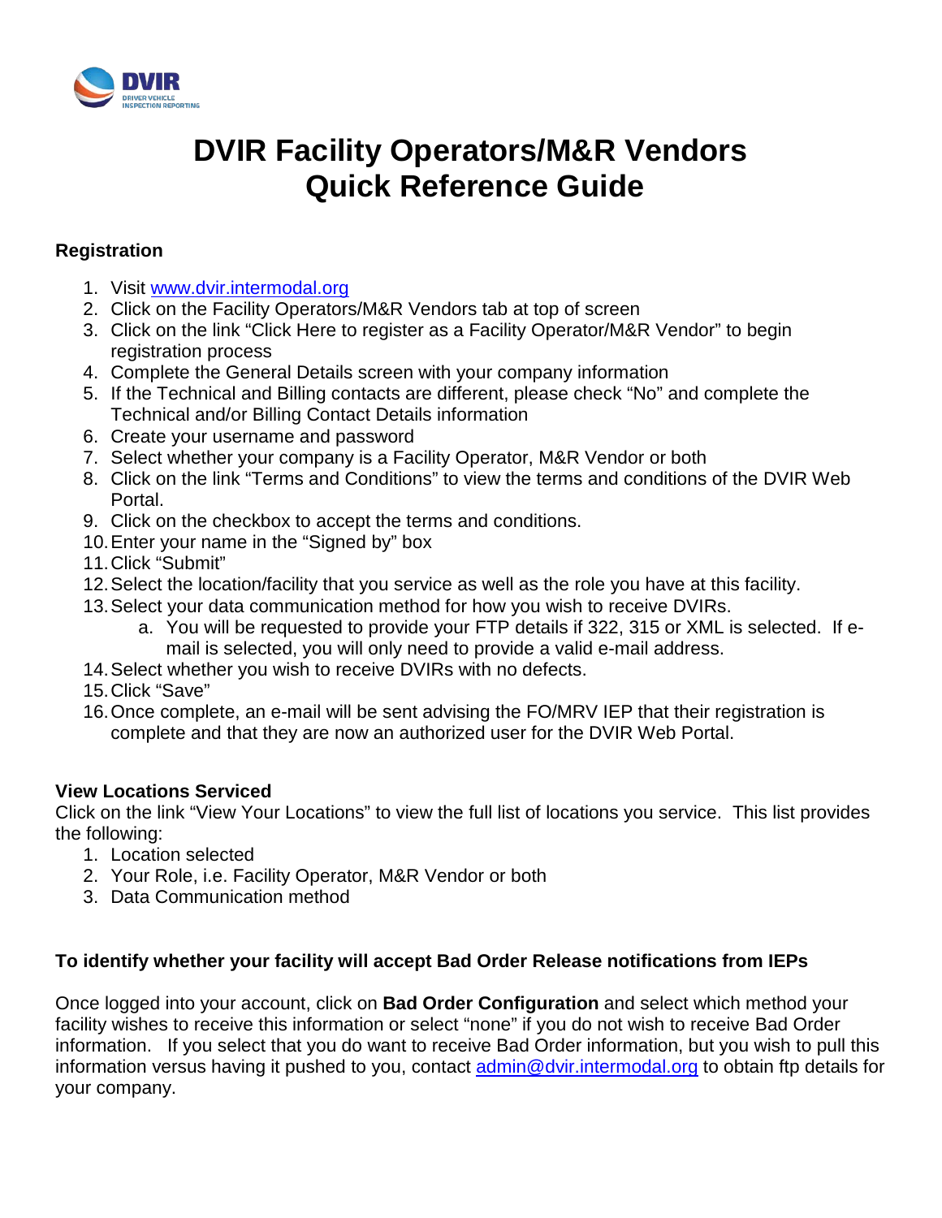# DVIR Facility Operators/M&R Vendors Quick Reference Guide

### Registration

1. Visit www.dvir.intermodal.org
2. Click on the Facility Operators/M&R Vendors tab at top of screen
3. Click on the link "Click Here to register as a Facility Operator/M&R Vendor" to begin registration process
4. Complete the General Details screen with your company information
5. If the Technical and Billing contacts are different, please check "No" and complete the Technical and/or Billing Contact Details information
6. Create your username and password
7. Select whether your company is a Facility Operator, M&R Vendor or both
8. Click on the link "Terms and Conditions" to view the terms and conditions of the DVIR Web Portal.
9. Click on the checkbox to accept the terms and conditions.
10. Enter your name in the "Signed by" box
11. Click "Submit"
12. Select the location/facility that you service as well as the role you have at this facility.
13. Select your data communication method for how you wish to receive DVIRs.
    a. You will be requested to provide your FTP details if 322, 315 or XML is selected. If e-mail is selected, you will only need to provide a valid e-mail address.
14. Select whether you wish to receive DVIRs with no defects.
15. Click "Save"
16. Once complete, an e-mail will be sent advising the FO/MRV IEP that their registration is complete and that they are now an authorized user for the DVIR Web Portal.

### View Locations Serviced

Click on the link "View Your Locations" to view the full list of locations you service. This list provides the following:

1. Location selected
2. Your Role, i.e. Facility Operator, M&R Vendor or both
3. Data Communication method

### To identify whether your facility will accept Bad Order Release notifications from IEPs

Once logged into your account, click on **Bad Order Configuration** and select which method your facility wishes to receive this information or select "none" if you do not wish to receive Bad Order information. If you select that you do want to receive Bad Order information, but you wish to pull this information versus having it pushed to you, contact admin@dvir.intermodal.org to obtain ftp details for your company.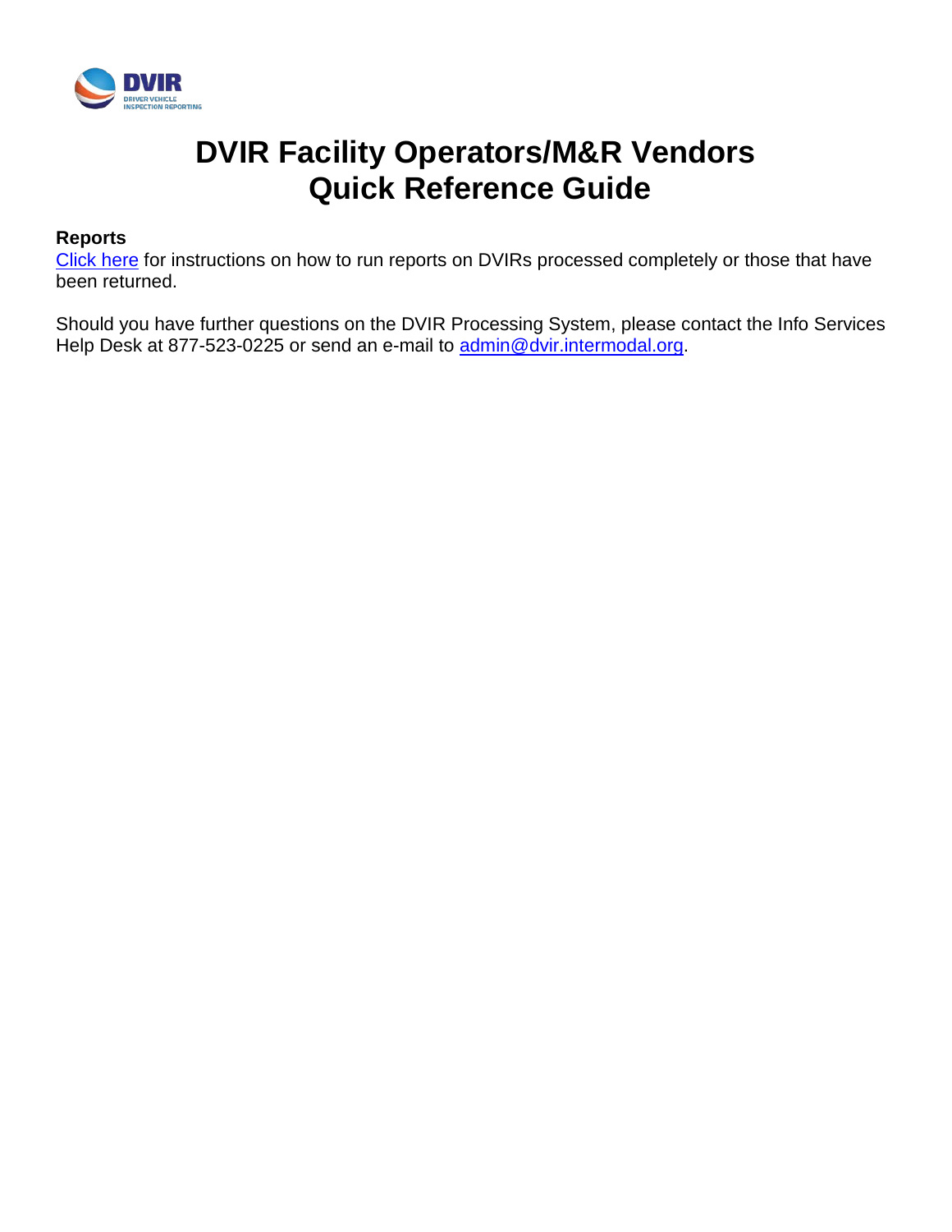# DVIR Facility Operators/M&R Vendors Quick Reference Guide

**Reports**

Click here for instructions on how to run reports on DVIRs processed completely or those that have been returned.

Should you have further questions on the DVIR Processing System, please contact the Info Services Help Desk at 877-523-0225 or send an e-mail to admin@dvir.intermodal.org.